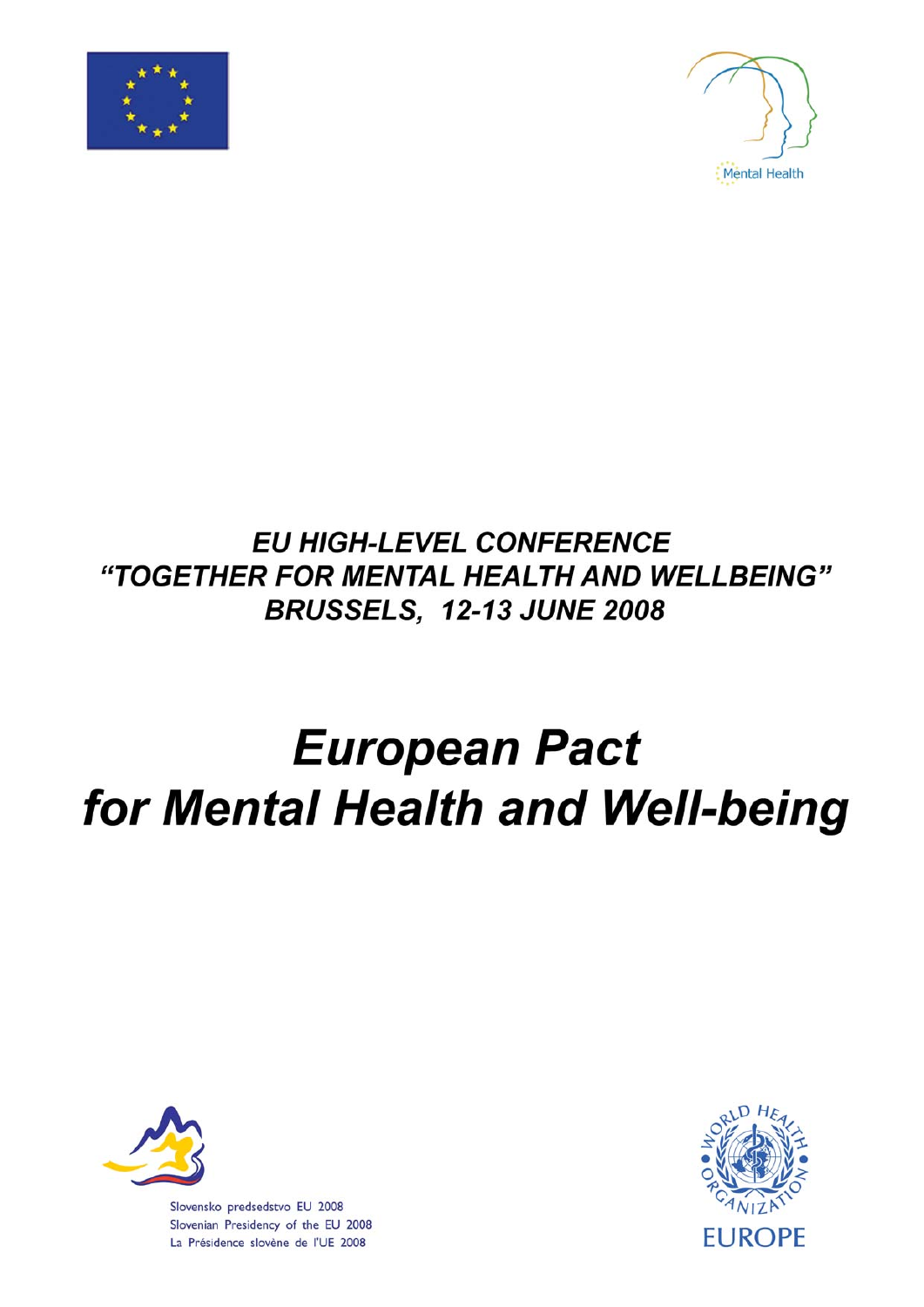Mental Health

***EU HIGH-LEVEL CONFERENCE***
***"TOGETHER FOR MENTAL HEALTH AND WELLBEING"***
***BRUSSELS, 12-13 JUNE 2008***

# *European Pact for Mental Health and Well-being*

Slovensko predsedstvo EU 2008
Slovenian Presidency of the EU 2008
La Présidence slovène de l'UE 2008

WORLD HEALTH ORGANIZATION
EUROPE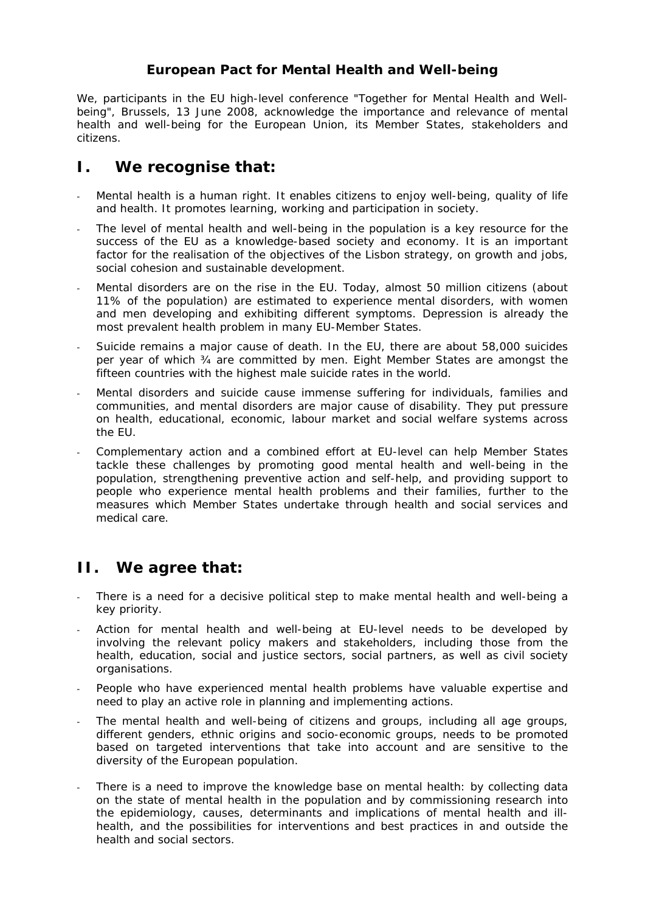**European Pact for Mental Health and Well-being**

We, participants in the EU high-level conference "Together for Mental Health and Well-being", Brussels, 13 June 2008, acknowledge the importance and relevance of mental health and well-being for the European Union, its Member States, stakeholders and citizens.

# I. We recognise that:

- Mental health is a human right. It enables citizens to enjoy well-being, quality of life and health. It promotes learning, working and participation in society.
- The level of mental health and well-being in the population is a key resource for the success of the EU as a knowledge-based society and economy. It is an important factor for the realisation of the objectives of the Lisbon strategy, on growth and jobs, social cohesion and sustainable development.
- Mental disorders are on the rise in the EU. Today, almost 50 million citizens (about 11% of the population) are estimated to experience mental disorders, with women and men developing and exhibiting different symptoms. Depression is already the most prevalent health problem in many EU-Member States.
- Suicide remains a major cause of death. In the EU, there are about 58,000 suicides per year of which ¾ are committed by men. Eight Member States are amongst the fifteen countries with the highest male suicide rates in the world.
- Mental disorders and suicide cause immense suffering for individuals, families and communities, and mental disorders are major cause of disability. They put pressure on health, educational, economic, labour market and social welfare systems across the EU.
- Complementary action and a combined effort at EU-level can help Member States tackle these challenges by promoting good mental health and well-being in the population, strengthening preventive action and self-help, and providing support to people who experience mental health problems and their families, further to the measures which Member States undertake through health and social services and medical care.

# II. We agree that:

- There is a need for a decisive political step to make mental health and well-being a key priority.
- Action for mental health and well-being at EU-level needs to be developed by involving the relevant policy makers and stakeholders, including those from the health, education, social and justice sectors, social partners, as well as civil society organisations.
- People who have experienced mental health problems have valuable expertise and need to play an active role in planning and implementing actions.
- The mental health and well-being of citizens and groups, including all age groups, different genders, ethnic origins and socio-economic groups, needs to be promoted based on targeted interventions that take into account and are sensitive to the diversity of the European population.
- There is a need to improve the knowledge base on mental health: by collecting data on the state of mental health in the population and by commissioning research into the epidemiology, causes, determinants and implications of mental health and ill-health, and the possibilities for interventions and best practices in and outside the health and social sectors.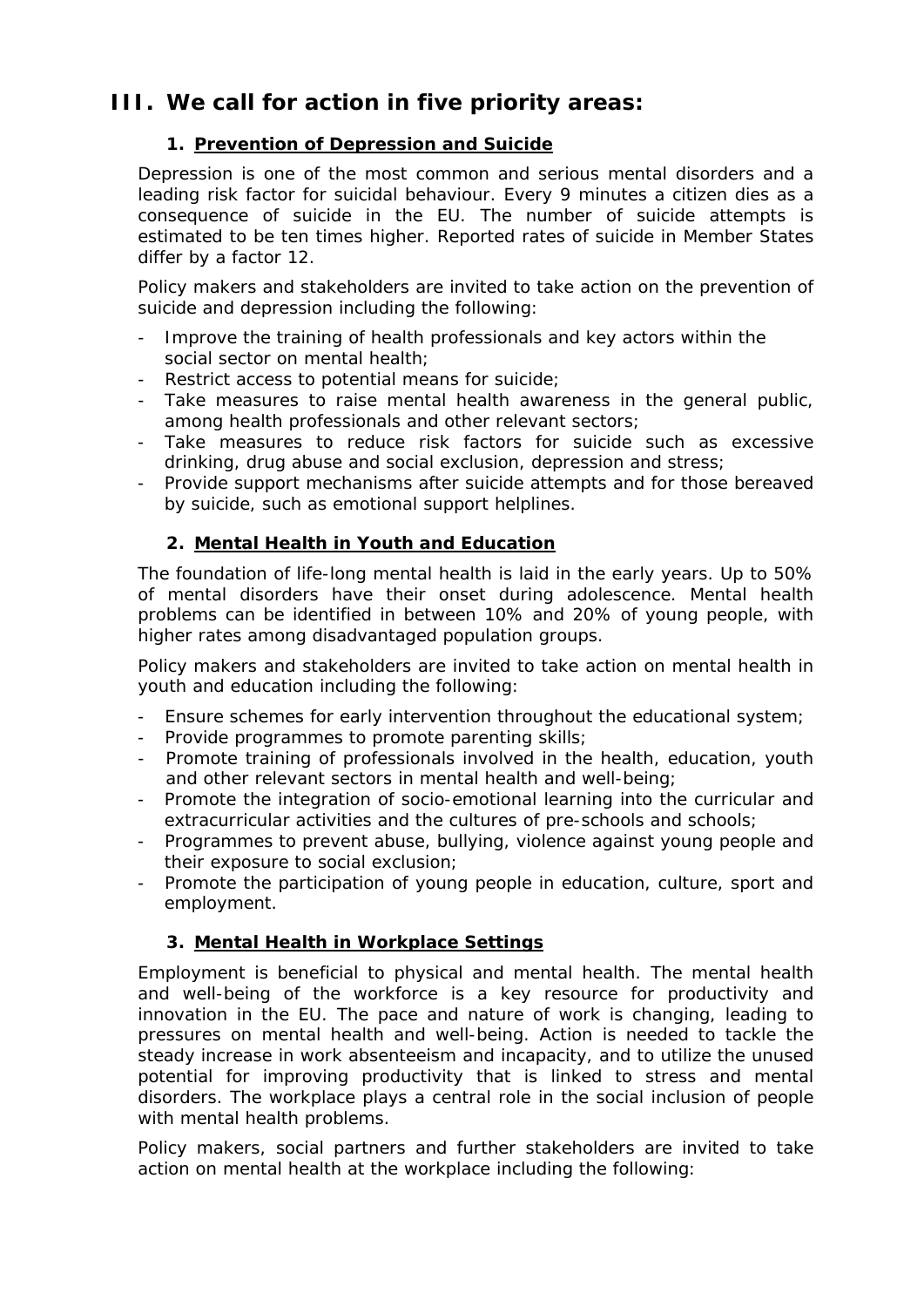## III. We call for action in five priority areas:

### 1. Prevention of Depression and Suicide

Depression is one of the most common and serious mental disorders and a leading risk factor for suicidal behaviour. Every 9 minutes a citizen dies as a consequence of suicide in the EU. The number of suicide attempts is estimated to be ten times higher. Reported rates of suicide in Member States differ by a factor 12.

Policy makers and stakeholders are invited to take action on the prevention of suicide and depression including the following:

- Improve the training of health professionals and key actors within the social sector on mental health;
- Restrict access to potential means for suicide;
- Take measures to raise mental health awareness in the general public, among health professionals and other relevant sectors;
- Take measures to reduce risk factors for suicide such as excessive drinking, drug abuse and social exclusion, depression and stress;
- Provide support mechanisms after suicide attempts and for those bereaved by suicide, such as emotional support helplines.

### 2. Mental Health in Youth and Education

The foundation of life-long mental health is laid in the early years. Up to 50% of mental disorders have their onset during adolescence. Mental health problems can be identified in between 10% and 20% of young people, with higher rates among disadvantaged population groups.

Policy makers and stakeholders are invited to take action on mental health in youth and education including the following:

- Ensure schemes for early intervention throughout the educational system;
- Provide programmes to promote parenting skills;
- Promote training of professionals involved in the health, education, youth and other relevant sectors in mental health and well-being;
- Promote the integration of socio-emotional learning into the curricular and extracurricular activities and the cultures of pre-schools and schools;
- Programmes to prevent abuse, bullying, violence against young people and their exposure to social exclusion;
- Promote the participation of young people in education, culture, sport and employment.

### 3. Mental Health in Workplace Settings

Employment is beneficial to physical and mental health. The mental health and well-being of the workforce is a key resource for productivity and innovation in the EU. The pace and nature of work is changing, leading to pressures on mental health and well-being. Action is needed to tackle the steady increase in work absenteeism and incapacity, and to utilize the unused potential for improving productivity that is linked to stress and mental disorders. The workplace plays a central role in the social inclusion of people with mental health problems.

Policy makers, social partners and further stakeholders are invited to take action on mental health at the workplace including the following: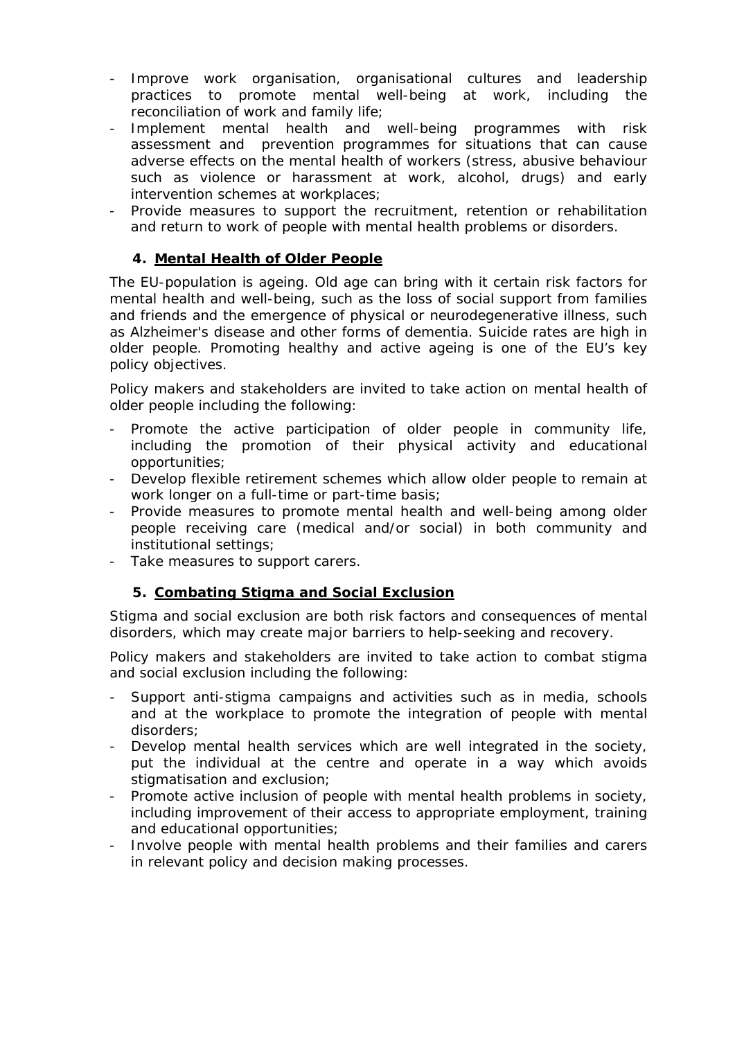- Improve work organisation, organisational cultures and leadership practices to promote mental well-being at work, including the reconciliation of work and family life;
- Implement mental health and well-being programmes with risk assessment and prevention programmes for situations that can cause adverse effects on the mental health of workers (stress, abusive behaviour such as violence or harassment at work, alcohol, drugs) and early intervention schemes at workplaces;
- Provide measures to support the recruitment, retention or rehabilitation and return to work of people with mental health problems or disorders.

## 4. Mental Health of Older People

The EU-population is ageing. Old age can bring with it certain risk factors for mental health and well-being, such as the loss of social support from families and friends and the emergence of physical or neurodegenerative illness, such as Alzheimer's disease and other forms of dementia. Suicide rates are high in older people. Promoting healthy and active ageing is one of the EU's key policy objectives.

Policy makers and stakeholders are invited to take action on mental health of older people including the following:

- Promote the active participation of older people in community life, including the promotion of their physical activity and educational opportunities;
- Develop flexible retirement schemes which allow older people to remain at work longer on a full-time or part-time basis;
- Provide measures to promote mental health and well-being among older people receiving care (medical and/or social) in both community and institutional settings;
- Take measures to support carers.

## 5. Combating Stigma and Social Exclusion

Stigma and social exclusion are both risk factors and consequences of mental disorders, which may create major barriers to help-seeking and recovery.

Policy makers and stakeholders are invited to take action to combat stigma and social exclusion including the following:

- Support anti-stigma campaigns and activities such as in media, schools and at the workplace to promote the integration of people with mental disorders;
- Develop mental health services which are well integrated in the society, put the individual at the centre and operate in a way which avoids stigmatisation and exclusion;
- Promote active inclusion of people with mental health problems in society, including improvement of their access to appropriate employment, training and educational opportunities;
- Involve people with mental health problems and their families and carers in relevant policy and decision making processes.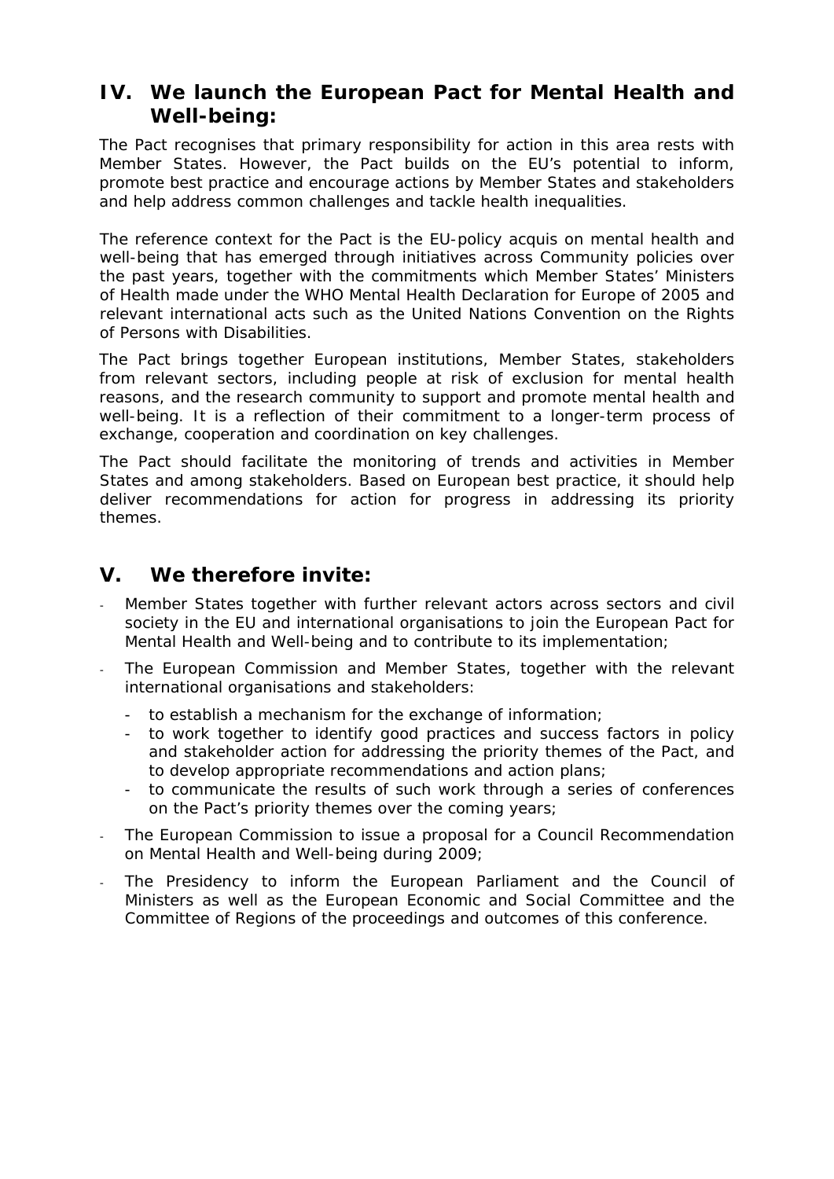## IV. We launch the European Pact for Mental Health and Well-being:

The Pact recognises that primary responsibility for action in this area rests with Member States. However, the Pact builds on the EU's potential to inform, promote best practice and encourage actions by Member States and stakeholders and help address common challenges and tackle health inequalities.

The reference context for the Pact is the EU-policy acquis on mental health and well-being that has emerged through initiatives across Community policies over the past years, together with the commitments which Member States' Ministers of Health made under the WHO Mental Health Declaration for Europe of 2005 and relevant international acts such as the United Nations Convention on the Rights of Persons with Disabilities.

The Pact brings together European institutions, Member States, stakeholders from relevant sectors, including people at risk of exclusion for mental health reasons, and the research community to support and promote mental health and well-being. It is a reflection of their commitment to a longer-term process of exchange, cooperation and coordination on key challenges.

The Pact should facilitate the monitoring of trends and activities in Member States and among stakeholders. Based on European best practice, it should help deliver recommendations for action for progress in addressing its priority themes.

## V. We therefore invite:

- Member States together with further relevant actors across sectors and civil society in the EU and international organisations to join the European Pact for Mental Health and Well-being and to contribute to its implementation;
- The European Commission and Member States, together with the relevant international organisations and stakeholders:
  - to establish a mechanism for the exchange of information;
  - to work together to identify good practices and success factors in policy and stakeholder action for addressing the priority themes of the Pact, and to develop appropriate recommendations and action plans;
  - to communicate the results of such work through a series of conferences on the Pact's priority themes over the coming years;
- The European Commission to issue a proposal for a Council Recommendation on Mental Health and Well-being during 2009;
- The Presidency to inform the European Parliament and the Council of Ministers as well as the European Economic and Social Committee and the Committee of Regions of the proceedings and outcomes of this conference.